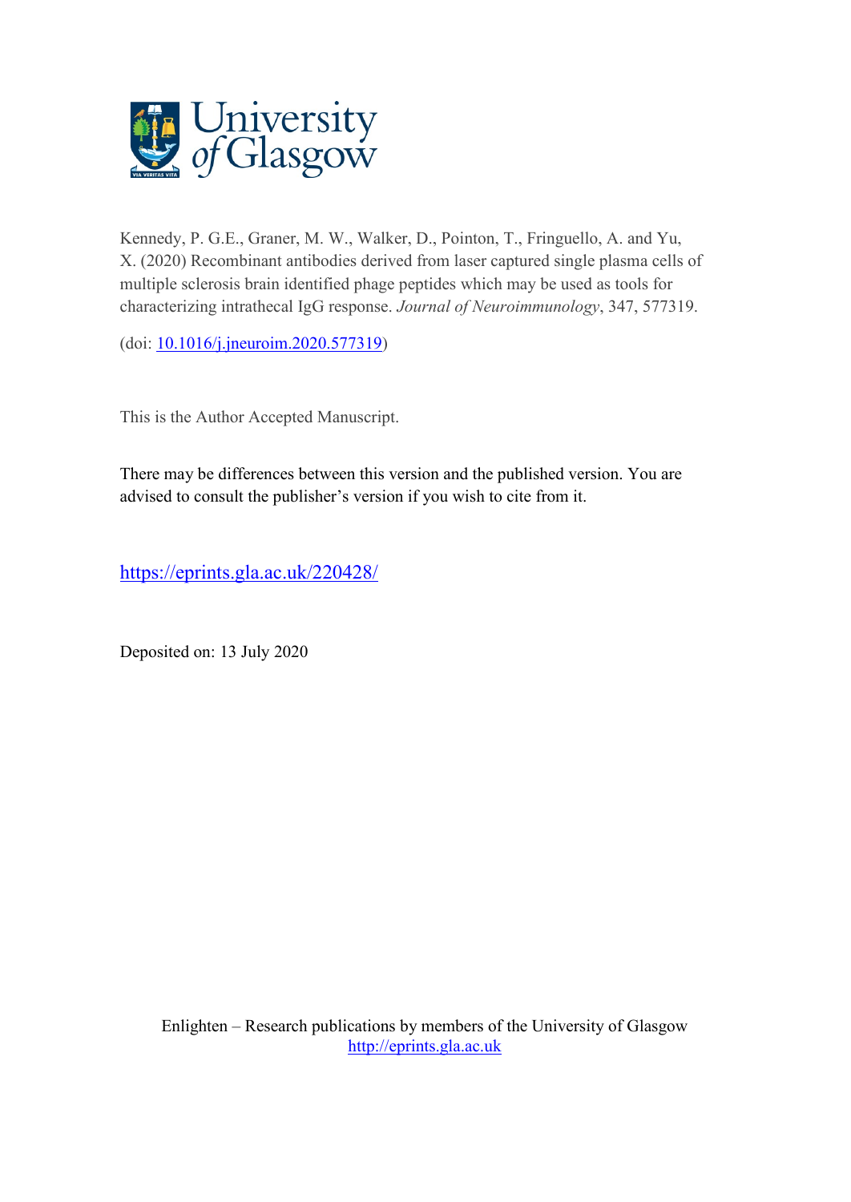Kennedy, P. G.E., Graner, M. W., Walker, D., Pointon, T., Fringuello, A. and Yu, X. (2020) Recombinant antibodies derived from laser captured single plasma cells of multiple sclerosis brain identified phage peptides which may be used as tools for characterizing intrathecal IgG response. *Journal of Neuroimmunology*, 347, 577319.

(doi: [10.1016/j.jneuroim.2020.577319](10.1016/j.jneuroim.2020.577319))

This is the Author Accepted Manuscript.

There may be differences between this version and the published version. You are advised to consult the publisher's version if you wish to cite from it.

https://eprints.gla.ac.uk/220428/

Deposited on: 13 July 2020

Enlighten – Research publications by members of the University of Glasgow
http://eprints.gla.ac.uk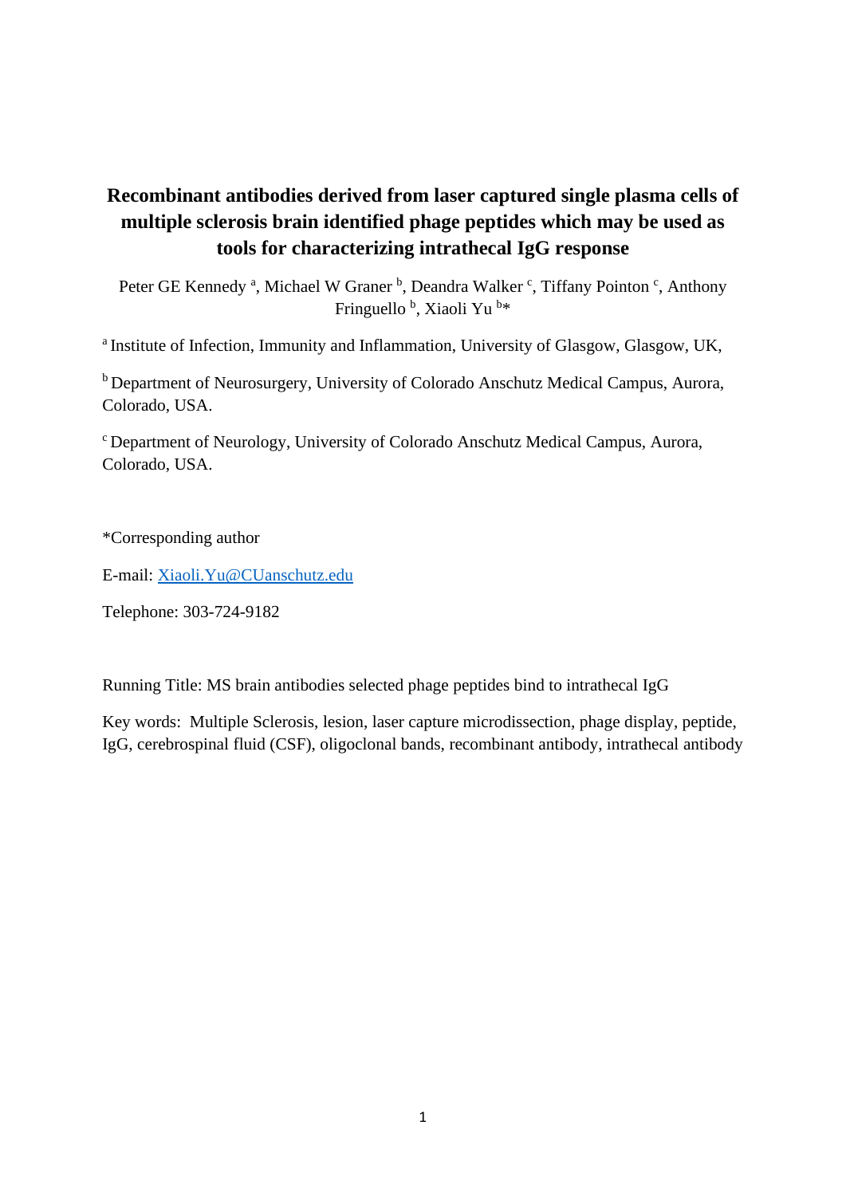# Recombinant antibodies derived from laser captured single plasma cells of multiple sclerosis brain identified phage peptides which may be used as tools for characterizing intrathecal IgG response

Peter GE Kennedy [a], Michael W Graner [b], Deandra Walker [c], Tiffany Pointon [c], Anthony Fringuello [b], Xiaoli Yu [b]*

[a] Institute of Infection, Immunity and Inflammation, University of Glasgow, Glasgow, UK,

[b] Department of Neurosurgery, University of Colorado Anschutz Medical Campus, Aurora, Colorado, USA.

[c] Department of Neurology, University of Colorado Anschutz Medical Campus, Aurora, Colorado, USA.

*Corresponding author

E-mail: Xiaoli.Yu@CUanschutz.edu

Telephone: 303-724-9182

Running Title: MS brain antibodies selected phage peptides bind to intrathecal IgG

Key words: Multiple Sclerosis, lesion, laser capture microdissection, phage display, peptide, IgG, cerebrospinal fluid (CSF), oligoclonal bands, recombinant antibody, intrathecal antibody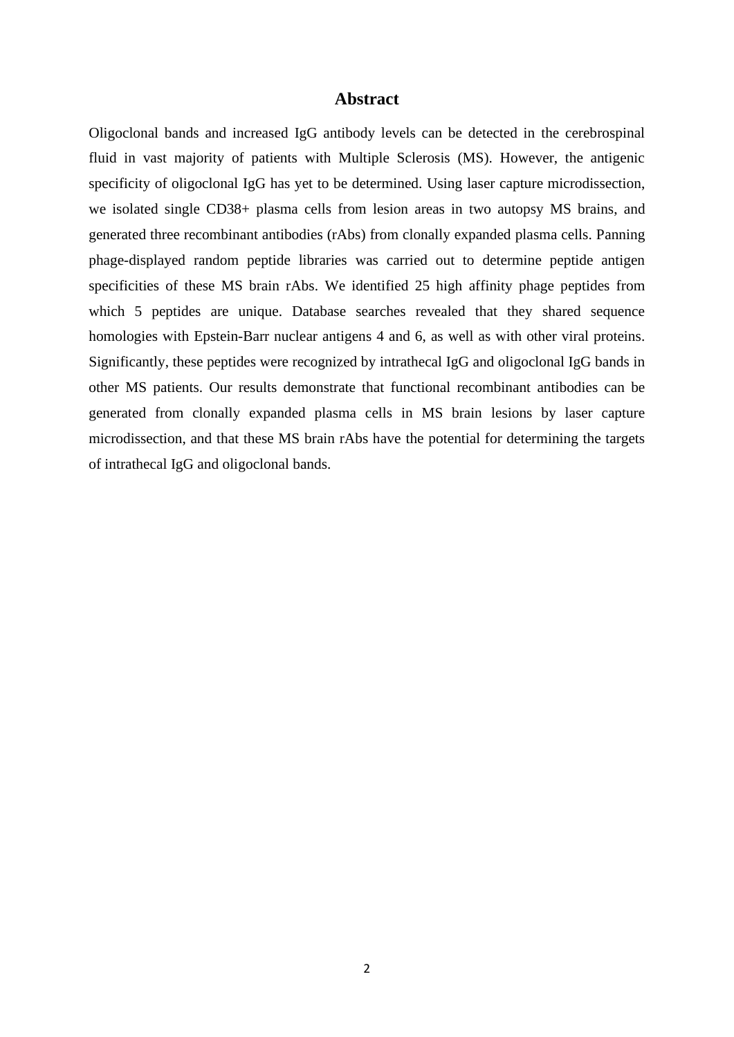# Abstract

Oligoclonal bands and increased IgG antibody levels can be detected in the cerebrospinal fluid in vast majority of patients with Multiple Sclerosis (MS). However, the antigenic specificity of oligoclonal IgG has yet to be determined. Using laser capture microdissection, we isolated single CD38+ plasma cells from lesion areas in two autopsy MS brains, and generated three recombinant antibodies (rAbs) from clonally expanded plasma cells. Panning phage-displayed random peptide libraries was carried out to determine peptide antigen specificities of these MS brain rAbs. We identified 25 high affinity phage peptides from which 5 peptides are unique. Database searches revealed that they shared sequence homologies with Epstein-Barr nuclear antigens 4 and 6, as well as with other viral proteins. Significantly, these peptides were recognized by intrathecal IgG and oligoclonal IgG bands in other MS patients. Our results demonstrate that functional recombinant antibodies can be generated from clonally expanded plasma cells in MS brain lesions by laser capture microdissection, and that these MS brain rAbs have the potential for determining the targets of intrathecal IgG and oligoclonal bands.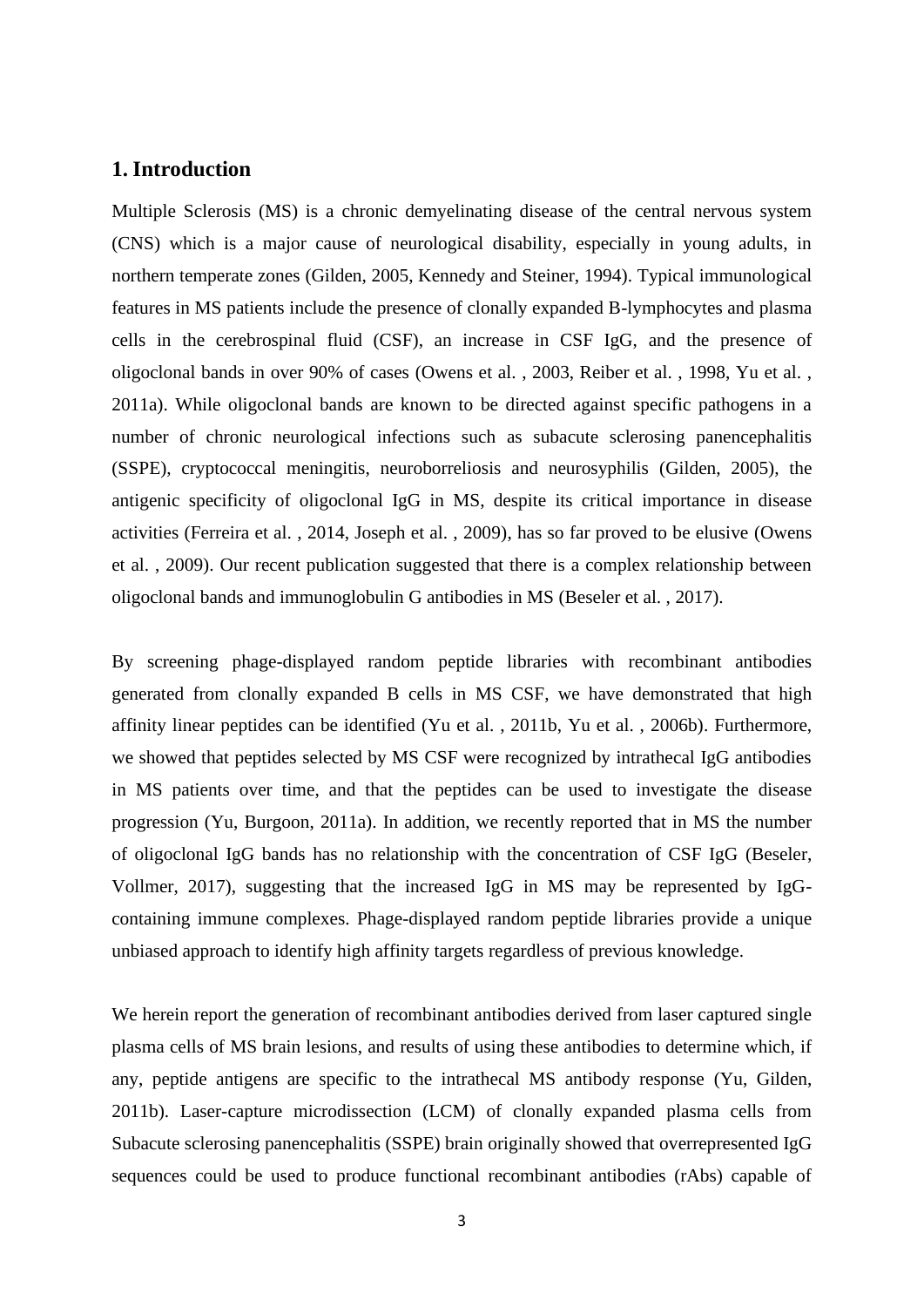## 1. Introduction

Multiple Sclerosis (MS) is a chronic demyelinating disease of the central nervous system (CNS) which is a major cause of neurological disability, especially in young adults, in northern temperate zones (Gilden, 2005, Kennedy and Steiner, 1994). Typical immunological features in MS patients include the presence of clonally expanded B-lymphocytes and plasma cells in the cerebrospinal fluid (CSF), an increase in CSF IgG, and the presence of oligoclonal bands in over 90% of cases (Owens et al. , 2003, Reiber et al. , 1998, Yu et al. , 2011a). While oligoclonal bands are known to be directed against specific pathogens in a number of chronic neurological infections such as subacute sclerosing panencephalitis (SSPE), cryptococcal meningitis, neuroborreliosis and neurosyphilis (Gilden, 2005), the antigenic specificity of oligoclonal IgG in MS, despite its critical importance in disease activities (Ferreira et al. , 2014, Joseph et al. , 2009), has so far proved to be elusive (Owens et al. , 2009). Our recent publication suggested that there is a complex relationship between oligoclonal bands and immunoglobulin G antibodies in MS (Beseler et al. , 2017).

By screening phage-displayed random peptide libraries with recombinant antibodies generated from clonally expanded B cells in MS CSF, we have demonstrated that high affinity linear peptides can be identified (Yu et al. , 2011b, Yu et al. , 2006b). Furthermore, we showed that peptides selected by MS CSF were recognized by intrathecal IgG antibodies in MS patients over time, and that the peptides can be used to investigate the disease progression (Yu, Burgoon, 2011a). In addition, we recently reported that in MS the number of oligoclonal IgG bands has no relationship with the concentration of CSF IgG (Beseler, Vollmer, 2017), suggesting that the increased IgG in MS may be represented by IgG-containing immune complexes. Phage-displayed random peptide libraries provide a unique unbiased approach to identify high affinity targets regardless of previous knowledge.

We herein report the generation of recombinant antibodies derived from laser captured single plasma cells of MS brain lesions, and results of using these antibodies to determine which, if any, peptide antigens are specific to the intrathecal MS antibody response (Yu, Gilden, 2011b). Laser-capture microdissection (LCM) of clonally expanded plasma cells from Subacute sclerosing panencephalitis (SSPE) brain originally showed that overrepresented IgG sequences could be used to produce functional recombinant antibodies (rAbs) capable of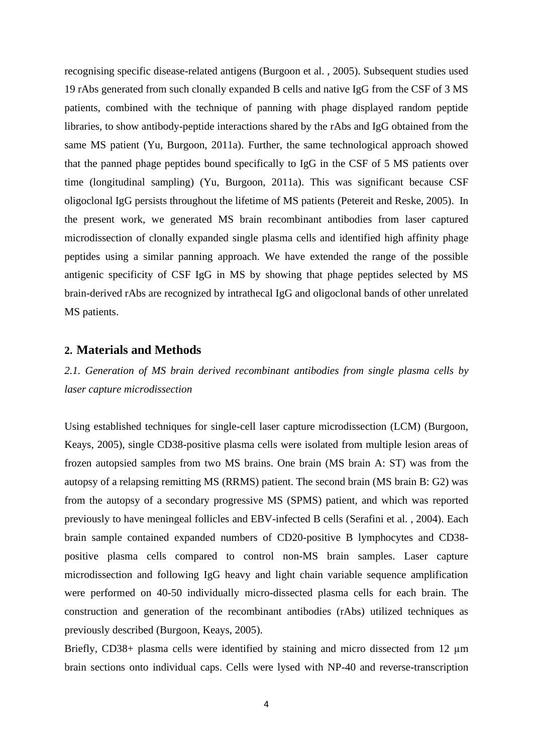recognising specific disease-related antigens (Burgoon et al. , 2005). Subsequent studies used 19 rAbs generated from such clonally expanded B cells and native IgG from the CSF of 3 MS patients, combined with the technique of panning with phage displayed random peptide libraries, to show antibody-peptide interactions shared by the rAbs and IgG obtained from the same MS patient (Yu, Burgoon, 2011a). Further, the same technological approach showed that the panned phage peptides bound specifically to IgG in the CSF of 5 MS patients over time (longitudinal sampling) (Yu, Burgoon, 2011a). This was significant because CSF oligoclonal IgG persists throughout the lifetime of MS patients (Petereit and Reske, 2005). In the present work, we generated MS brain recombinant antibodies from laser captured microdissection of clonally expanded single plasma cells and identified high affinity phage peptides using a similar panning approach. We have extended the range of the possible antigenic specificity of CSF IgG in MS by showing that phage peptides selected by MS brain-derived rAbs are recognized by intrathecal IgG and oligoclonal bands of other unrelated MS patients.

## 2. Materials and Methods

### *2.1. Generation of MS brain derived recombinant antibodies from single plasma cells by laser capture microdissection*

Using established techniques for single-cell laser capture microdissection (LCM) (Burgoon, Keays, 2005), single CD38-positive plasma cells were isolated from multiple lesion areas of frozen autopsied samples from two MS brains. One brain (MS brain A: ST) was from the autopsy of a relapsing remitting MS (RRMS) patient. The second brain (MS brain B: G2) was from the autopsy of a secondary progressive MS (SPMS) patient, and which was reported previously to have meningeal follicles and EBV-infected B cells (Serafini et al. , 2004). Each brain sample contained expanded numbers of CD20-positive B lymphocytes and CD38-positive plasma cells compared to control non-MS brain samples. Laser capture microdissection and following IgG heavy and light chain variable sequence amplification were performed on 40-50 individually micro-dissected plasma cells for each brain. The construction and generation of the recombinant antibodies (rAbs) utilized techniques as previously described (Burgoon, Keays, 2005).

Briefly, CD38+ plasma cells were identified by staining and micro dissected from 12 μm brain sections onto individual caps. Cells were lysed with NP-40 and reverse-transcription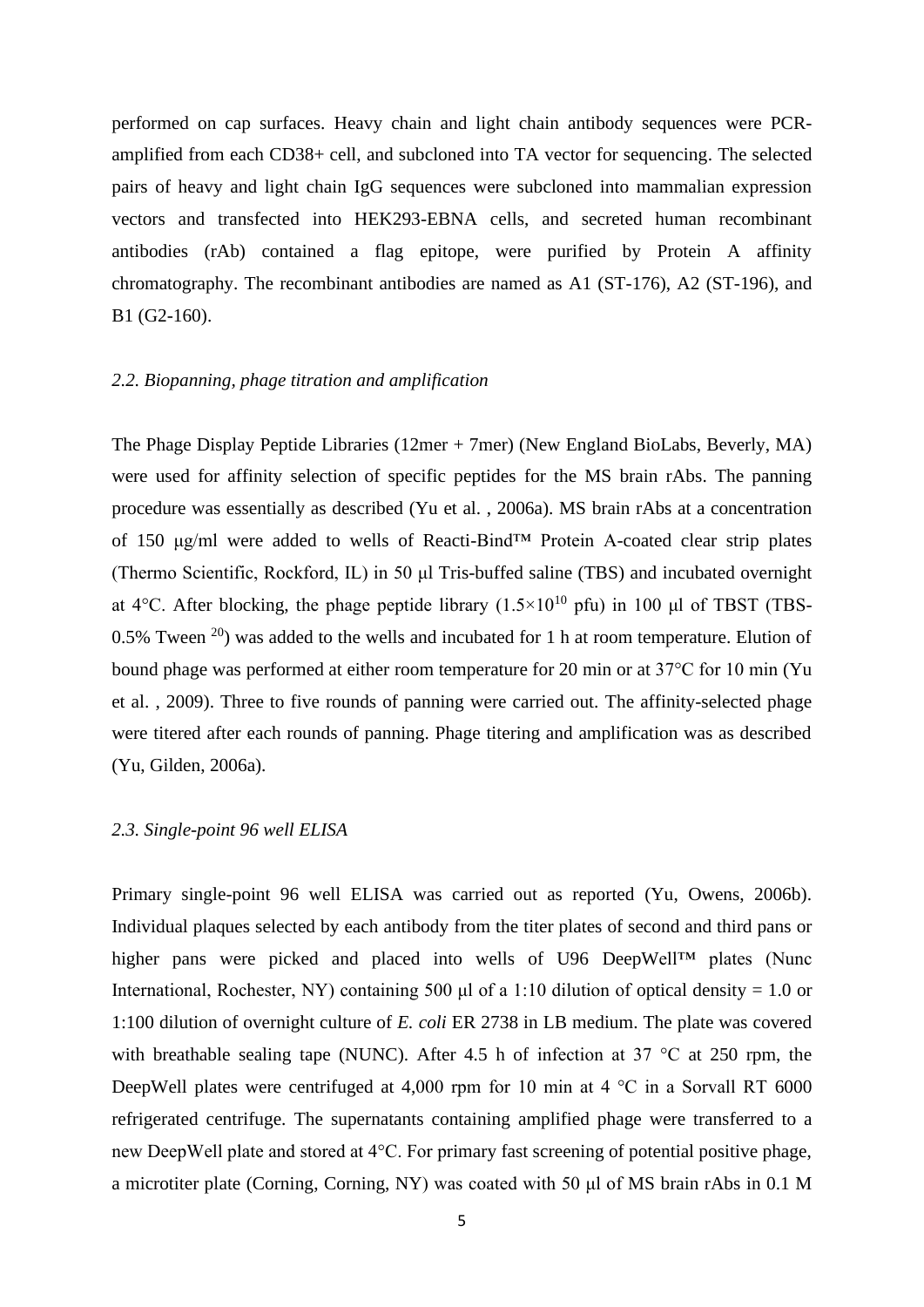performed on cap surfaces. Heavy chain and light chain antibody sequences were PCR-amplified from each CD38+ cell, and subcloned into TA vector for sequencing. The selected pairs of heavy and light chain IgG sequences were subcloned into mammalian expression vectors and transfected into HEK293-EBNA cells, and secreted human recombinant antibodies (rAb) contained a flag epitope, were purified by Protein A affinity chromatography. The recombinant antibodies are named as A1 (ST-176), A2 (ST-196), and B1 (G2-160).

### *2.2. Biopanning, phage titration and amplification*

The Phage Display Peptide Libraries (12mer + 7mer) (New England BioLabs, Beverly, MA) were used for affinity selection of specific peptides for the MS brain rAbs. The panning procedure was essentially as described (Yu et al. , 2006a). MS brain rAbs at a concentration of 150 μg/ml were added to wells of Reacti-Bind™ Protein A-coated clear strip plates (Thermo Scientific, Rockford, IL) in 50 μl Tris-buffed saline (TBS) and incubated overnight at 4°C. After blocking, the phage peptide library ($1.5\times10^{10}$ pfu) in 100 μl of TBST (TBS-0.5% Tween [20]) was added to the wells and incubated for 1 h at room temperature. Elution of bound phage was performed at either room temperature for 20 min or at 37°C for 10 min (Yu et al. , 2009). Three to five rounds of panning were carried out. The affinity-selected phage were titered after each rounds of panning. Phage titering and amplification was as described (Yu, Gilden, 2006a).

### *2.3. Single-point 96 well ELISA*

Primary single-point 96 well ELISA was carried out as reported (Yu, Owens, 2006b). Individual plaques selected by each antibody from the titer plates of second and third pans or higher pans were picked and placed into wells of U96 DeepWell™ plates (Nunc International, Rochester, NY) containing 500 μl of a 1:10 dilution of optical density = 1.0 or 1:100 dilution of overnight culture of *E. coli* ER 2738 in LB medium. The plate was covered with breathable sealing tape (NUNC). After 4.5 h of infection at 37 °C at 250 rpm, the DeepWell plates were centrifuged at 4,000 rpm for 10 min at 4 °C in a Sorvall RT 6000 refrigerated centrifuge. The supernatants containing amplified phage were transferred to a new DeepWell plate and stored at 4°C. For primary fast screening of potential positive phage, a microtiter plate (Corning, Corning, NY) was coated with 50 μl of MS brain rAbs in 0.1 M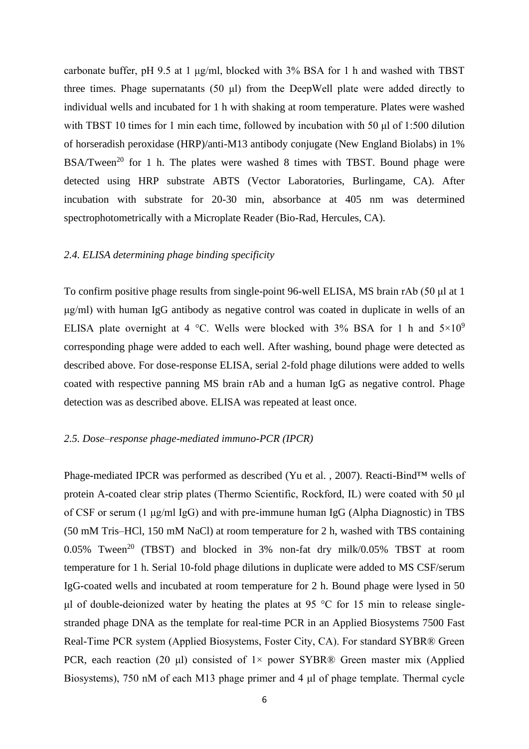carbonate buffer, pH 9.5 at 1 μg/ml, blocked with 3% BSA for 1 h and washed with TBST three times. Phage supernatants (50 μl) from the DeepWell plate were added directly to individual wells and incubated for 1 h with shaking at room temperature. Plates were washed with TBST 10 times for 1 min each time, followed by incubation with 50 μl of 1:500 dilution of horseradish peroxidase (HRP)/anti-M13 antibody conjugate (New England Biolabs) in 1% BSA/Tween[20] for 1 h. The plates were washed 8 times with TBST. Bound phage were detected using HRP substrate ABTS (Vector Laboratories, Burlingame, CA). After incubation with substrate for 20-30 min, absorbance at 405 nm was determined spectrophotometrically with a Microplate Reader (Bio-Rad, Hercules, CA).

### *2.4. ELISA determining phage binding specificity*

To confirm positive phage results from single-point 96-well ELISA, MS brain rAb (50 μl at 1 μg/ml) with human IgG antibody as negative control was coated in duplicate in wells of an ELISA plate overnight at 4 °C. Wells were blocked with 3% BSA for 1 h and $5\times10^9$ corresponding phage were added to each well. After washing, bound phage were detected as described above. For dose-response ELISA, serial 2-fold phage dilutions were added to wells coated with respective panning MS brain rAb and a human IgG as negative control. Phage detection was as described above. ELISA was repeated at least once.

### *2.5. Dose–response phage-mediated immuno-PCR (IPCR)*

Phage-mediated IPCR was performed as described (Yu et al. , 2007). Reacti-Bind™ wells of protein A-coated clear strip plates (Thermo Scientific, Rockford, IL) were coated with 50 μl of CSF or serum (1 μg/ml IgG) and with pre-immune human IgG (Alpha Diagnostic) in TBS (50 mM Tris–HCl, 150 mM NaCl) at room temperature for 2 h, washed with TBS containing 0.05% Tween[20] (TBST) and blocked in 3% non-fat dry milk/0.05% TBST at room temperature for 1 h. Serial 10-fold phage dilutions in duplicate were added to MS CSF/serum IgG-coated wells and incubated at room temperature for 2 h. Bound phage were lysed in 50 μl of double-deionized water by heating the plates at 95 °C for 15 min to release single-stranded phage DNA as the template for real-time PCR in an Applied Biosystems 7500 Fast Real-Time PCR system (Applied Biosystems, Foster City, CA). For standard SYBR® Green PCR, each reaction (20 μl) consisted of 1× power SYBR® Green master mix (Applied Biosystems), 750 nM of each M13 phage primer and 4 μl of phage template. Thermal cycle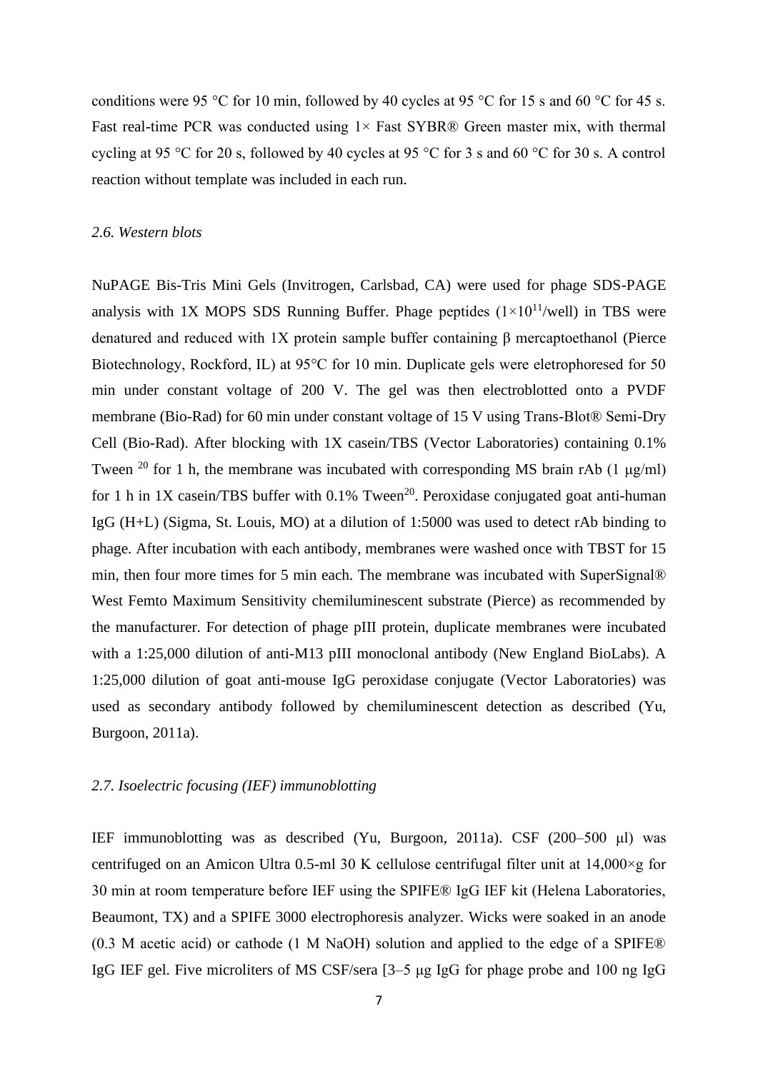conditions were 95 °C for 10 min, followed by 40 cycles at 95 °C for 15 s and 60 °C for 45 s. Fast real-time PCR was conducted using 1× Fast SYBR® Green master mix, with thermal cycling at 95 °C for 20 s, followed by 40 cycles at 95 °C for 3 s and 60 °C for 30 s. A control reaction without template was included in each run.

### *2.6. Western blots*

NuPAGE Bis-Tris Mini Gels (Invitrogen, Carlsbad, CA) were used for phage SDS-PAGE analysis with 1X MOPS SDS Running Buffer. Phage peptides ($1\times10^{11}$/well) in TBS were denatured and reduced with 1X protein sample buffer containing β mercaptoethanol (Pierce Biotechnology, Rockford, IL) at 95°C for 10 min. Duplicate gels were eletrophoresed for 50 min under constant voltage of 200 V. The gel was then electroblotted onto a PVDF membrane (Bio-Rad) for 60 min under constant voltage of 15 V using Trans-Blot® Semi-Dry Cell (Bio-Rad). After blocking with 1X casein/TBS (Vector Laboratories) containing 0.1% Tween [20] for 1 h, the membrane was incubated with corresponding MS brain rAb (1 μg/ml) for 1 h in 1X casein/TBS buffer with 0.1% Tween[20]. Peroxidase conjugated goat anti-human IgG (H+L) (Sigma, St. Louis, MO) at a dilution of 1:5000 was used to detect rAb binding to phage. After incubation with each antibody, membranes were washed once with TBST for 15 min, then four more times for 5 min each. The membrane was incubated with SuperSignal® West Femto Maximum Sensitivity chemiluminescent substrate (Pierce) as recommended by the manufacturer. For detection of phage pIII protein, duplicate membranes were incubated with a 1:25,000 dilution of anti-M13 pIII monoclonal antibody (New England BioLabs). A 1:25,000 dilution of goat anti-mouse IgG peroxidase conjugate (Vector Laboratories) was used as secondary antibody followed by chemiluminescent detection as described (Yu, Burgoon, 2011a).

### *2.7. Isoelectric focusing (IEF) immunoblotting*

IEF immunoblotting was as described (Yu, Burgoon, 2011a). CSF (200–500 μl) was centrifuged on an Amicon Ultra 0.5-ml 30 K cellulose centrifugal filter unit at 14,000×g for 30 min at room temperature before IEF using the SPIFE® IgG IEF kit (Helena Laboratories, Beaumont, TX) and a SPIFE 3000 electrophoresis analyzer. Wicks were soaked in an anode (0.3 M acetic acid) or cathode (1 M NaOH) solution and applied to the edge of a SPIFE® IgG IEF gel. Five microliters of MS CSF/sera [3–5 μg IgG for phage probe and 100 ng IgG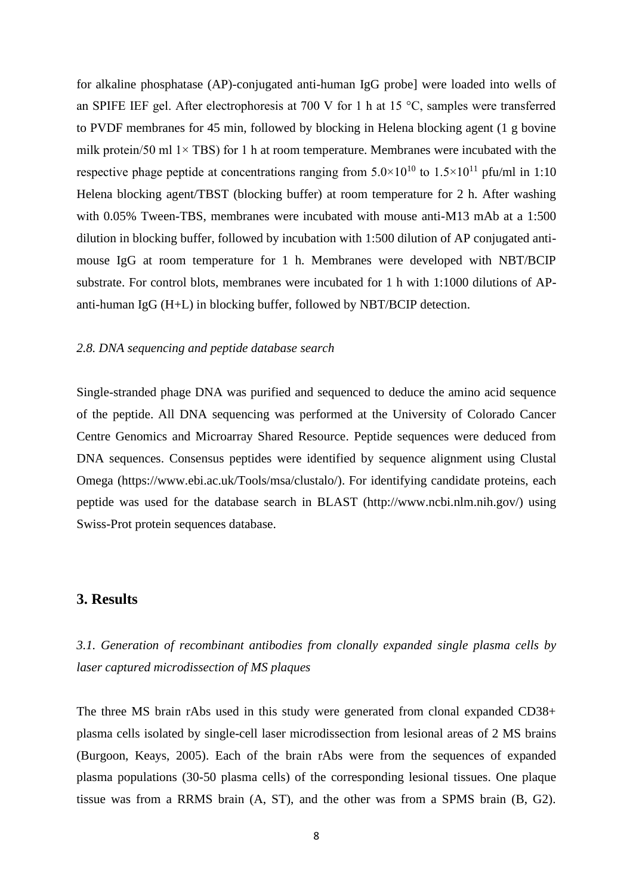for alkaline phosphatase (AP)-conjugated anti-human IgG probe] were loaded into wells of an SPIFE IEF gel. After electrophoresis at 700 V for 1 h at 15 °C, samples were transferred to PVDF membranes for 45 min, followed by blocking in Helena blocking agent (1 g bovine milk protein/50 ml 1× TBS) for 1 h at room temperature. Membranes were incubated with the respective phage peptide at concentrations ranging from $5.0\times10^{10}$ to $1.5\times10^{11}$ pfu/ml in 1:10 Helena blocking agent/TBST (blocking buffer) at room temperature for 2 h. After washing with 0.05% Tween-TBS, membranes were incubated with mouse anti-M13 mAb at a 1:500 dilution in blocking buffer, followed by incubation with 1:500 dilution of AP conjugated anti-mouse IgG at room temperature for 1 h. Membranes were developed with NBT/BCIP substrate. For control blots, membranes were incubated for 1 h with 1:1000 dilutions of AP-anti-human IgG (H+L) in blocking buffer, followed by NBT/BCIP detection.

### *2.8. DNA sequencing and peptide database search*

Single-stranded phage DNA was purified and sequenced to deduce the amino acid sequence of the peptide. All DNA sequencing was performed at the University of Colorado Cancer Centre Genomics and Microarray Shared Resource. Peptide sequences were deduced from DNA sequences. Consensus peptides were identified by sequence alignment using Clustal Omega (https://www.ebi.ac.uk/Tools/msa/clustalo/). For identifying candidate proteins, each peptide was used for the database search in BLAST (http://www.ncbi.nlm.nih.gov/) using Swiss-Prot protein sequences database.

## 3. Results

### *3.1. Generation of recombinant antibodies from clonally expanded single plasma cells by laser captured microdissection of MS plaques*

The three MS brain rAbs used in this study were generated from clonal expanded CD38+ plasma cells isolated by single-cell laser microdissection from lesional areas of 2 MS brains (Burgoon, Keays, 2005). Each of the brain rAbs were from the sequences of expanded plasma populations (30-50 plasma cells) of the corresponding lesional tissues. One plaque tissue was from a RRMS brain (A, ST), and the other was from a SPMS brain (B, G2).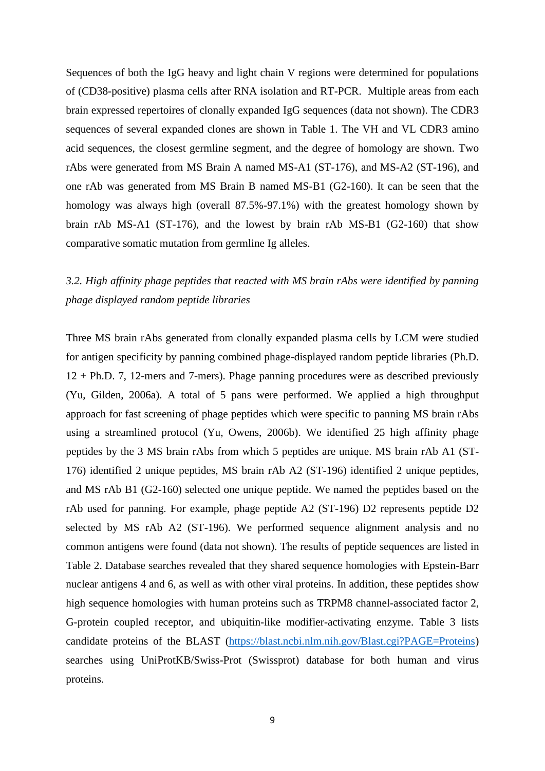Sequences of both the IgG heavy and light chain V regions were determined for populations of (CD38-positive) plasma cells after RNA isolation and RT-PCR. Multiple areas from each brain expressed repertoires of clonally expanded IgG sequences (data not shown). The CDR3 sequences of several expanded clones are shown in Table 1. The VH and VL CDR3 amino acid sequences, the closest germline segment, and the degree of homology are shown. Two rAbs were generated from MS Brain A named MS-A1 (ST-176), and MS-A2 (ST-196), and one rAb was generated from MS Brain B named MS-B1 (G2-160). It can be seen that the homology was always high (overall 87.5%-97.1%) with the greatest homology shown by brain rAb MS-A1 (ST-176), and the lowest by brain rAb MS-B1 (G2-160) that show comparative somatic mutation from germline Ig alleles.

### *3.2. High affinity phage peptides that reacted with MS brain rAbs were identified by panning phage displayed random peptide libraries*

Three MS brain rAbs generated from clonally expanded plasma cells by LCM were studied for antigen specificity by panning combined phage-displayed random peptide libraries (Ph.D. 12 + Ph.D. 7, 12-mers and 7-mers). Phage panning procedures were as described previously (Yu, Gilden, 2006a). A total of 5 pans were performed. We applied a high throughput approach for fast screening of phage peptides which were specific to panning MS brain rAbs using a streamlined protocol (Yu, Owens, 2006b). We identified 25 high affinity phage peptides by the 3 MS brain rAbs from which 5 peptides are unique. MS brain rAb A1 (ST-176) identified 2 unique peptides, MS brain rAb A2 (ST-196) identified 2 unique peptides, and MS rAb B1 (G2-160) selected one unique peptide. We named the peptides based on the rAb used for panning. For example, phage peptide A2 (ST-196) D2 represents peptide D2 selected by MS rAb A2 (ST-196). We performed sequence alignment analysis and no common antigens were found (data not shown). The results of peptide sequences are listed in Table 2. Database searches revealed that they shared sequence homologies with Epstein-Barr nuclear antigens 4 and 6, as well as with other viral proteins. In addition, these peptides show high sequence homologies with human proteins such as TRPM8 channel-associated factor 2, G-protein coupled receptor, and ubiquitin-like modifier-activating enzyme. Table 3 lists candidate proteins of the BLAST (https://blast.ncbi.nlm.nih.gov/Blast.cgi?PAGE=Proteins) searches using UniProtKB/Swiss-Prot (Swissprot) database for both human and virus proteins.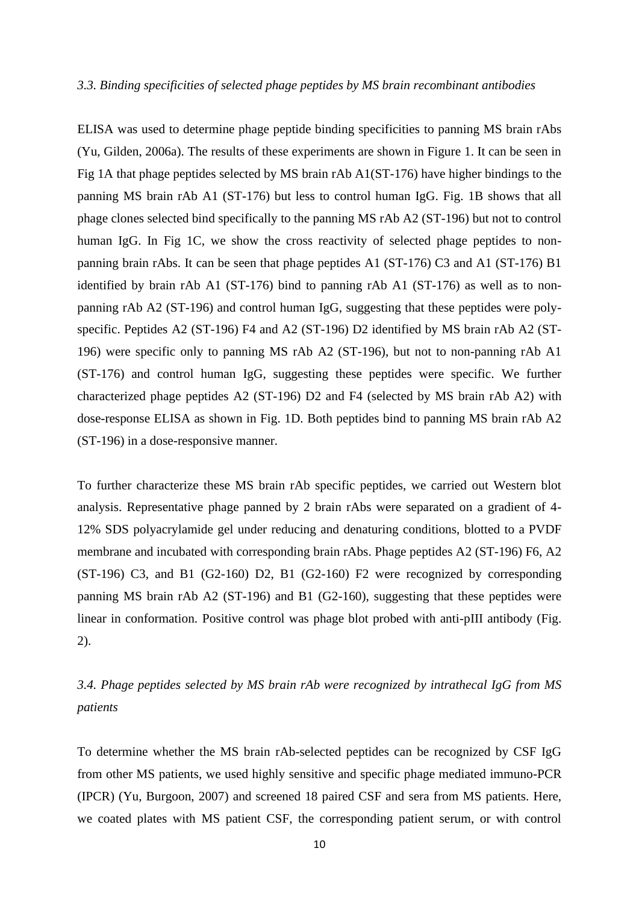### *3.3. Binding specificities of selected phage peptides by MS brain recombinant antibodies*

ELISA was used to determine phage peptide binding specificities to panning MS brain rAbs (Yu, Gilden, 2006a). The results of these experiments are shown in Figure 1. It can be seen in Fig 1A that phage peptides selected by MS brain rAb A1(ST-176) have higher bindings to the panning MS brain rAb A1 (ST-176) but less to control human IgG. Fig. 1B shows that all phage clones selected bind specifically to the panning MS rAb A2 (ST-196) but not to control human IgG. In Fig 1C, we show the cross reactivity of selected phage peptides to non-panning brain rAbs. It can be seen that phage peptides A1 (ST-176) C3 and A1 (ST-176) B1 identified by brain rAb A1 (ST-176) bind to panning rAb A1 (ST-176) as well as to non-panning rAb A2 (ST-196) and control human IgG, suggesting that these peptides were poly-specific. Peptides A2 (ST-196) F4 and A2 (ST-196) D2 identified by MS brain rAb A2 (ST-196) were specific only to panning MS rAb A2 (ST-196), but not to non-panning rAb A1 (ST-176) and control human IgG, suggesting these peptides were specific. We further characterized phage peptides A2 (ST-196) D2 and F4 (selected by MS brain rAb A2) with dose-response ELISA as shown in Fig. 1D. Both peptides bind to panning MS brain rAb A2 (ST-196) in a dose-responsive manner.

To further characterize these MS brain rAb specific peptides, we carried out Western blot analysis. Representative phage panned by 2 brain rAbs were separated on a gradient of 4-12% SDS polyacrylamide gel under reducing and denaturing conditions, blotted to a PVDF membrane and incubated with corresponding brain rAbs. Phage peptides A2 (ST-196) F6, A2 (ST-196) C3, and B1 (G2-160) D2, B1 (G2-160) F2 were recognized by corresponding panning MS brain rAb A2 (ST-196) and B1 (G2-160), suggesting that these peptides were linear in conformation. Positive control was phage blot probed with anti-pIII antibody (Fig. 2).

### *3.4. Phage peptides selected by MS brain rAb were recognized by intrathecal IgG from MS patients*

To determine whether the MS brain rAb-selected peptides can be recognized by CSF IgG from other MS patients, we used highly sensitive and specific phage mediated immuno-PCR (IPCR) (Yu, Burgoon, 2007) and screened 18 paired CSF and sera from MS patients. Here, we coated plates with MS patient CSF, the corresponding patient serum, or with control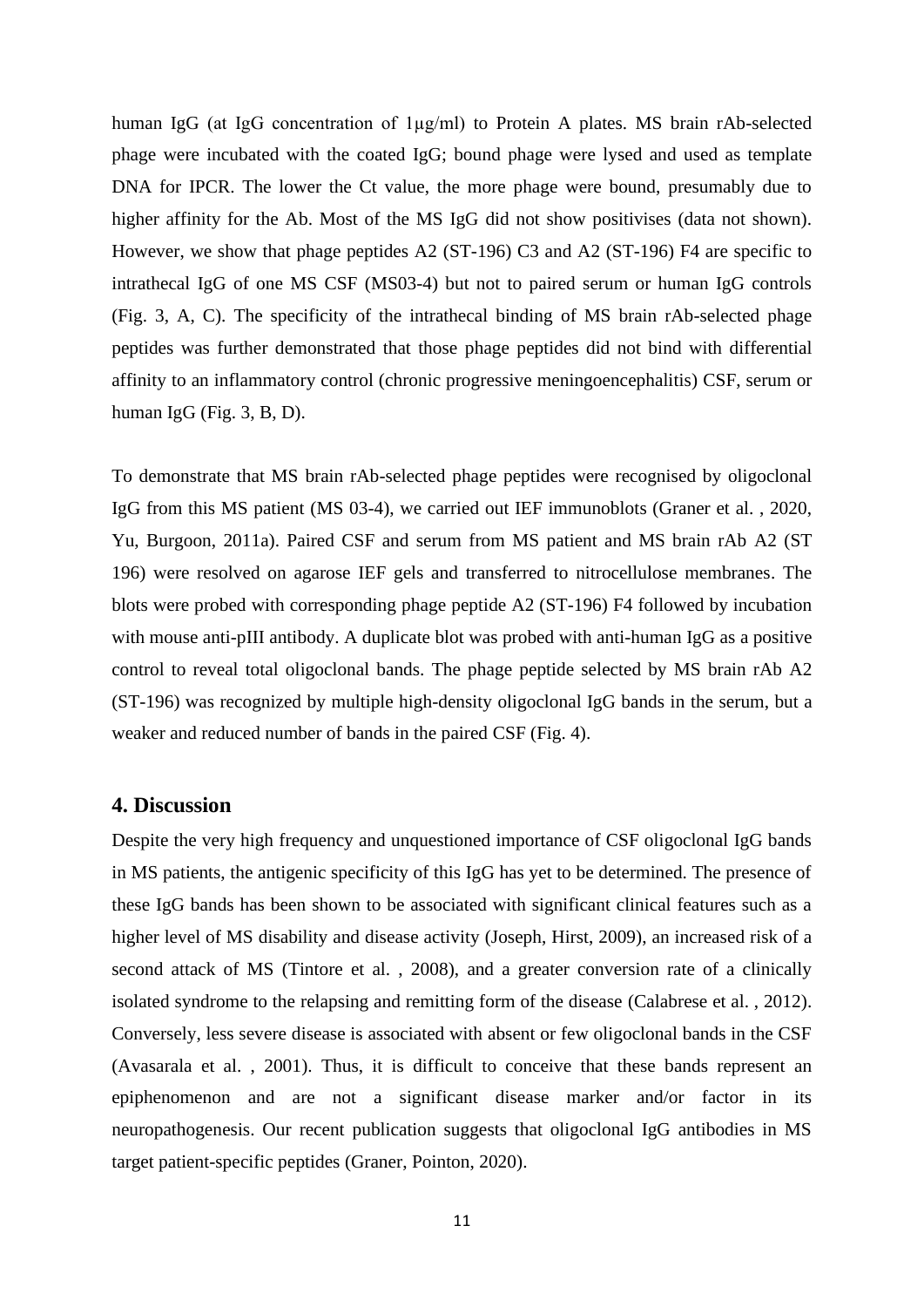human IgG (at IgG concentration of 1μg/ml) to Protein A plates. MS brain rAb-selected phage were incubated with the coated IgG; bound phage were lysed and used as template DNA for IPCR. The lower the Ct value, the more phage were bound, presumably due to higher affinity for the Ab. Most of the MS IgG did not show positivises (data not shown). However, we show that phage peptides A2 (ST-196) C3 and A2 (ST-196) F4 are specific to intrathecal IgG of one MS CSF (MS03-4) but not to paired serum or human IgG controls (Fig. 3, A, C). The specificity of the intrathecal binding of MS brain rAb-selected phage peptides was further demonstrated that those phage peptides did not bind with differential affinity to an inflammatory control (chronic progressive meningoencephalitis) CSF, serum or human IgG (Fig. 3, B, D).

To demonstrate that MS brain rAb-selected phage peptides were recognised by oligoclonal IgG from this MS patient (MS 03-4), we carried out IEF immunoblots (Graner et al. , 2020, Yu, Burgoon, 2011a). Paired CSF and serum from MS patient and MS brain rAb A2 (ST 196) were resolved on agarose IEF gels and transferred to nitrocellulose membranes. The blots were probed with corresponding phage peptide A2 (ST-196) F4 followed by incubation with mouse anti-pIII antibody. A duplicate blot was probed with anti-human IgG as a positive control to reveal total oligoclonal bands. The phage peptide selected by MS brain rAb A2 (ST-196) was recognized by multiple high-density oligoclonal IgG bands in the serum, but a weaker and reduced number of bands in the paired CSF (Fig. 4).

## 4. Discussion

Despite the very high frequency and unquestioned importance of CSF oligoclonal IgG bands in MS patients, the antigenic specificity of this IgG has yet to be determined. The presence of these IgG bands has been shown to be associated with significant clinical features such as a higher level of MS disability and disease activity (Joseph, Hirst, 2009), an increased risk of a second attack of MS (Tintore et al. , 2008), and a greater conversion rate of a clinically isolated syndrome to the relapsing and remitting form of the disease (Calabrese et al. , 2012). Conversely, less severe disease is associated with absent or few oligoclonal bands in the CSF (Avasarala et al. , 2001). Thus, it is difficult to conceive that these bands represent an epiphenomenon and are not a significant disease marker and/or factor in its neuropathogenesis. Our recent publication suggests that oligoclonal IgG antibodies in MS target patient-specific peptides (Graner, Pointon, 2020).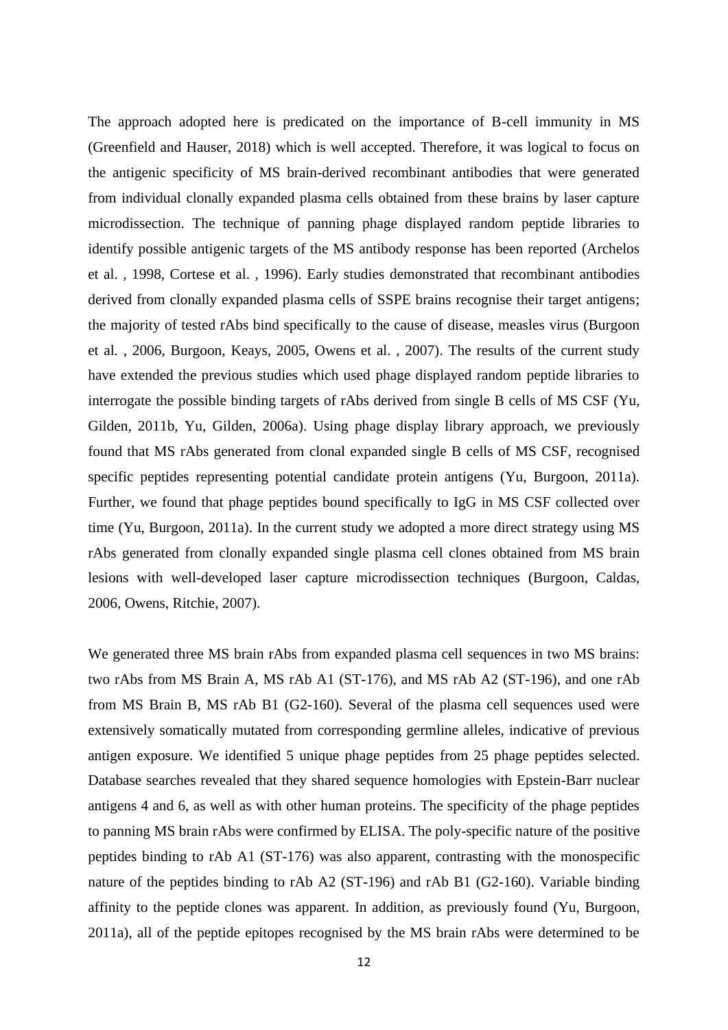The approach adopted here is predicated on the importance of B-cell immunity in MS (Greenfield and Hauser, 2018) which is well accepted. Therefore, it was logical to focus on the antigenic specificity of MS brain-derived recombinant antibodies that were generated from individual clonally expanded plasma cells obtained from these brains by laser capture microdissection. The technique of panning phage displayed random peptide libraries to identify possible antigenic targets of the MS antibody response has been reported (Archelos et al. , 1998, Cortese et al. , 1996). Early studies demonstrated that recombinant antibodies derived from clonally expanded plasma cells of SSPE brains recognise their target antigens; the majority of tested rAbs bind specifically to the cause of disease, measles virus (Burgoon et al. , 2006, Burgoon, Keays, 2005, Owens et al. , 2007). The results of the current study have extended the previous studies which used phage displayed random peptide libraries to interrogate the possible binding targets of rAbs derived from single B cells of MS CSF (Yu, Gilden, 2011b, Yu, Gilden, 2006a). Using phage display library approach, we previously found that MS rAbs generated from clonal expanded single B cells of MS CSF, recognised specific peptides representing potential candidate protein antigens (Yu, Burgoon, 2011a). Further, we found that phage peptides bound specifically to IgG in MS CSF collected over time (Yu, Burgoon, 2011a). In the current study we adopted a more direct strategy using MS rAbs generated from clonally expanded single plasma cell clones obtained from MS brain lesions with well-developed laser capture microdissection techniques (Burgoon, Caldas, 2006, Owens, Ritchie, 2007).

We generated three MS brain rAbs from expanded plasma cell sequences in two MS brains: two rAbs from MS Brain A, MS rAb A1 (ST-176), and MS rAb A2 (ST-196), and one rAb from MS Brain B, MS rAb B1 (G2-160). Several of the plasma cell sequences used were extensively somatically mutated from corresponding germline alleles, indicative of previous antigen exposure. We identified 5 unique phage peptides from 25 phage peptides selected. Database searches revealed that they shared sequence homologies with Epstein-Barr nuclear antigens 4 and 6, as well as with other human proteins. The specificity of the phage peptides to panning MS brain rAbs were confirmed by ELISA. The poly-specific nature of the positive peptides binding to rAb A1 (ST-176) was also apparent, contrasting with the monospecific nature of the peptides binding to rAb A2 (ST-196) and rAb B1 (G2-160). Variable binding affinity to the peptide clones was apparent. In addition, as previously found (Yu, Burgoon, 2011a), all of the peptide epitopes recognised by the MS brain rAbs were determined to be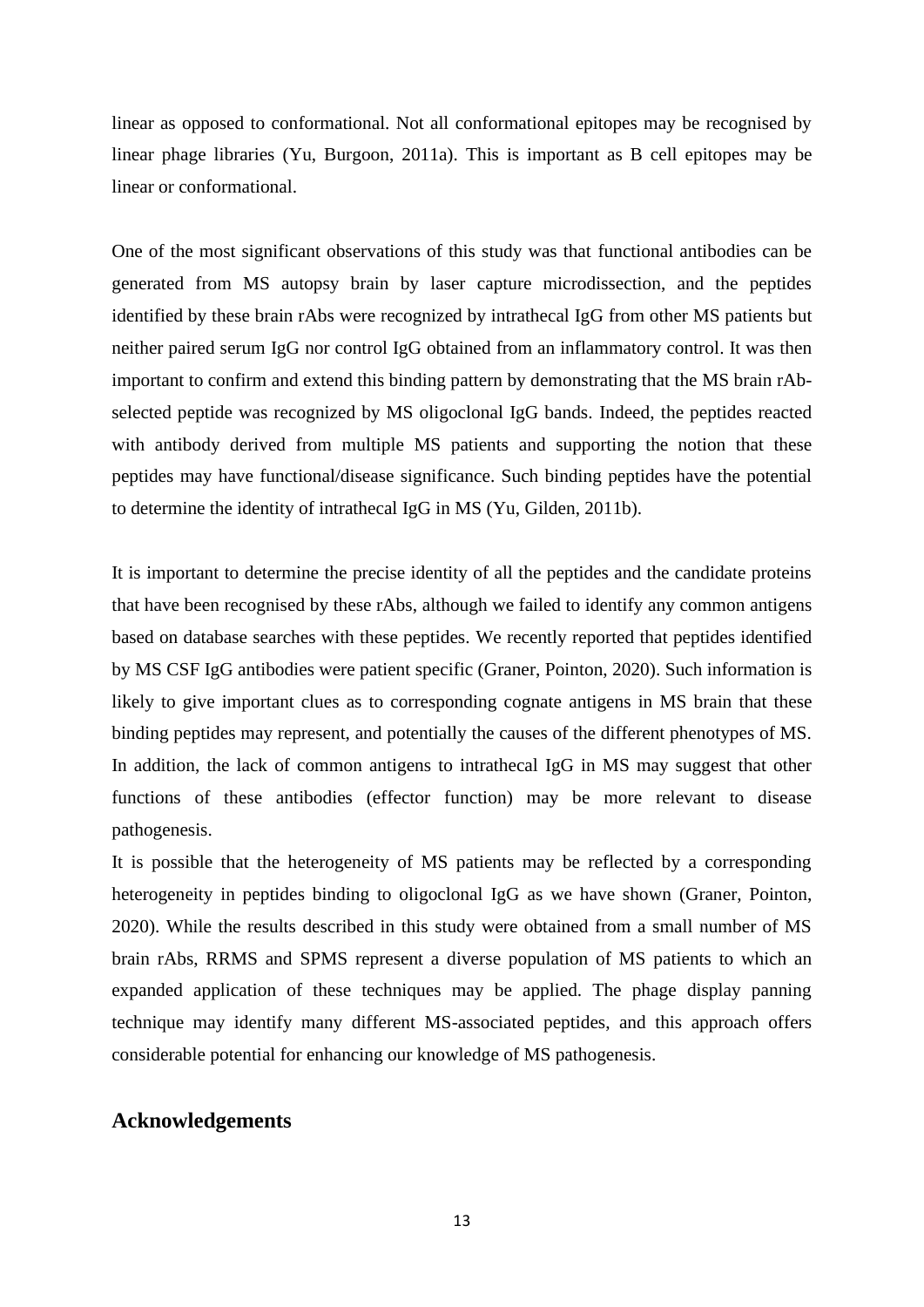linear as opposed to conformational. Not all conformational epitopes may be recognised by linear phage libraries (Yu, Burgoon, 2011a). This is important as B cell epitopes may be linear or conformational.

One of the most significant observations of this study was that functional antibodies can be generated from MS autopsy brain by laser capture microdissection, and the peptides identified by these brain rAbs were recognized by intrathecal IgG from other MS patients but neither paired serum IgG nor control IgG obtained from an inflammatory control. It was then important to confirm and extend this binding pattern by demonstrating that the MS brain rAb-selected peptide was recognized by MS oligoclonal IgG bands. Indeed, the peptides reacted with antibody derived from multiple MS patients and supporting the notion that these peptides may have functional/disease significance. Such binding peptides have the potential to determine the identity of intrathecal IgG in MS (Yu, Gilden, 2011b).

It is important to determine the precise identity of all the peptides and the candidate proteins that have been recognised by these rAbs, although we failed to identify any common antigens based on database searches with these peptides. We recently reported that peptides identified by MS CSF IgG antibodies were patient specific (Graner, Pointon, 2020). Such information is likely to give important clues as to corresponding cognate antigens in MS brain that these binding peptides may represent, and potentially the causes of the different phenotypes of MS. In addition, the lack of common antigens to intrathecal IgG in MS may suggest that other functions of these antibodies (effector function) may be more relevant to disease pathogenesis.

It is possible that the heterogeneity of MS patients may be reflected by a corresponding heterogeneity in peptides binding to oligoclonal IgG as we have shown (Graner, Pointon, 2020). While the results described in this study were obtained from a small number of MS brain rAbs, RRMS and SPMS represent a diverse population of MS patients to which an expanded application of these techniques may be applied. The phage display panning technique may identify many different MS-associated peptides, and this approach offers considerable potential for enhancing our knowledge of MS pathogenesis.

## Acknowledgements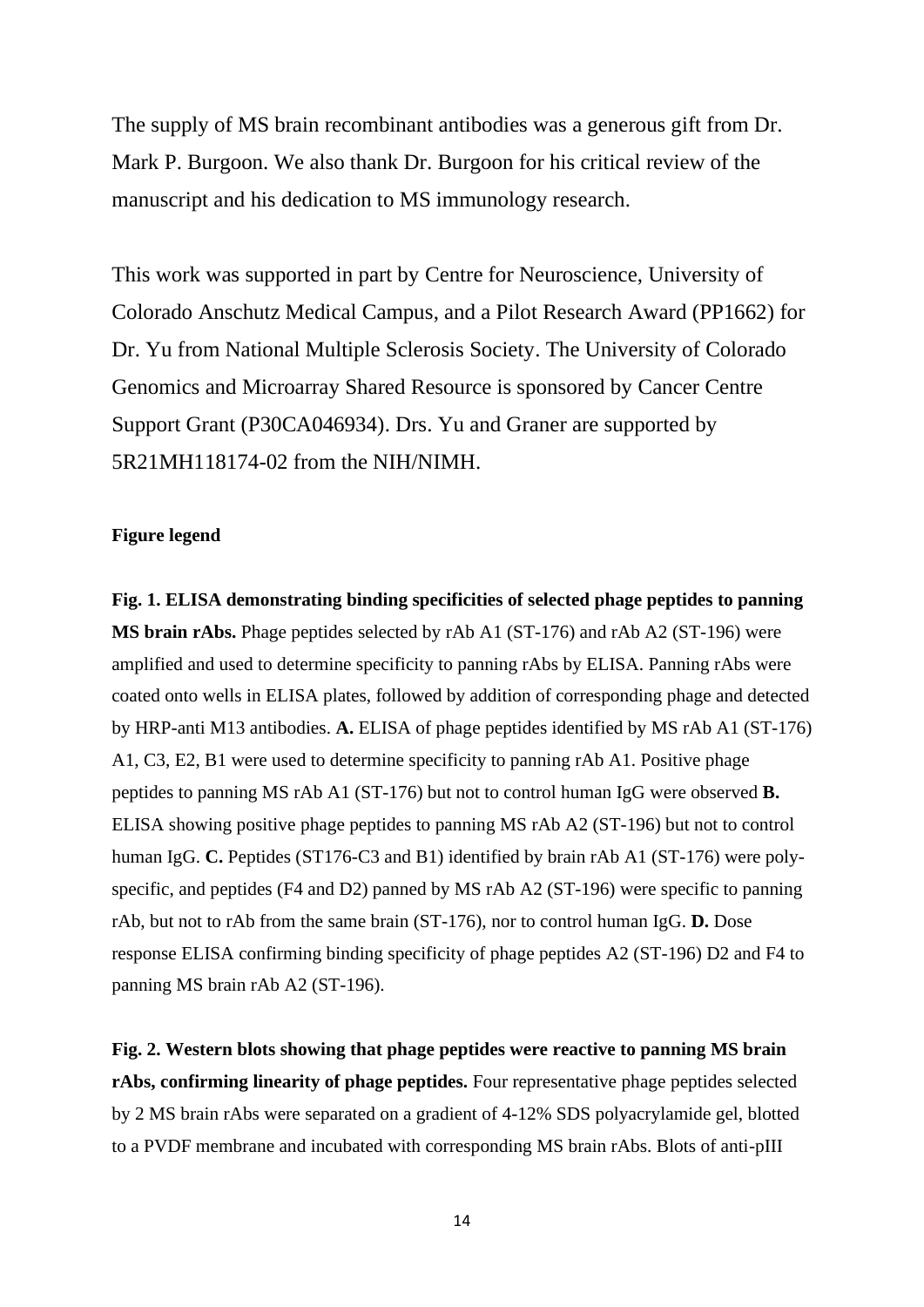The supply of MS brain recombinant antibodies was a generous gift from Dr. Mark P. Burgoon. We also thank Dr. Burgoon for his critical review of the manuscript and his dedication to MS immunology research.

This work was supported in part by Centre for Neuroscience, University of Colorado Anschutz Medical Campus, and a Pilot Research Award (PP1662) for Dr. Yu from National Multiple Sclerosis Society. The University of Colorado Genomics and Microarray Shared Resource is sponsored by Cancer Centre Support Grant (P30CA046934). Drs. Yu and Graner are supported by 5R21MH118174-02 from the NIH/NIMH.

**Figure legend**

**Fig. 1. ELISA demonstrating binding specificities of selected phage peptides to panning MS brain rAbs.** Phage peptides selected by rAb A1 (ST-176) and rAb A2 (ST-196) were amplified and used to determine specificity to panning rAbs by ELISA. Panning rAbs were coated onto wells in ELISA plates, followed by addition of corresponding phage and detected by HRP-anti M13 antibodies. **A.** ELISA of phage peptides identified by MS rAb A1 (ST-176) A1, C3, E2, B1 were used to determine specificity to panning rAb A1. Positive phage peptides to panning MS rAb A1 (ST-176) but not to control human IgG were observed **B.** ELISA showing positive phage peptides to panning MS rAb A2 (ST-196) but not to control human IgG. **C.** Peptides (ST176-C3 and B1) identified by brain rAb A1 (ST-176) were poly-specific, and peptides (F4 and D2) panned by MS rAb A2 (ST-196) were specific to panning rAb, but not to rAb from the same brain (ST-176), nor to control human IgG. **D.** Dose response ELISA confirming binding specificity of phage peptides A2 (ST-196) D2 and F4 to panning MS brain rAb A2 (ST-196).

**Fig. 2. Western blots showing that phage peptides were reactive to panning MS brain rAbs, confirming linearity of phage peptides.** Four representative phage peptides selected by 2 MS brain rAbs were separated on a gradient of 4-12% SDS polyacrylamide gel, blotted to a PVDF membrane and incubated with corresponding MS brain rAbs. Blots of anti-pIII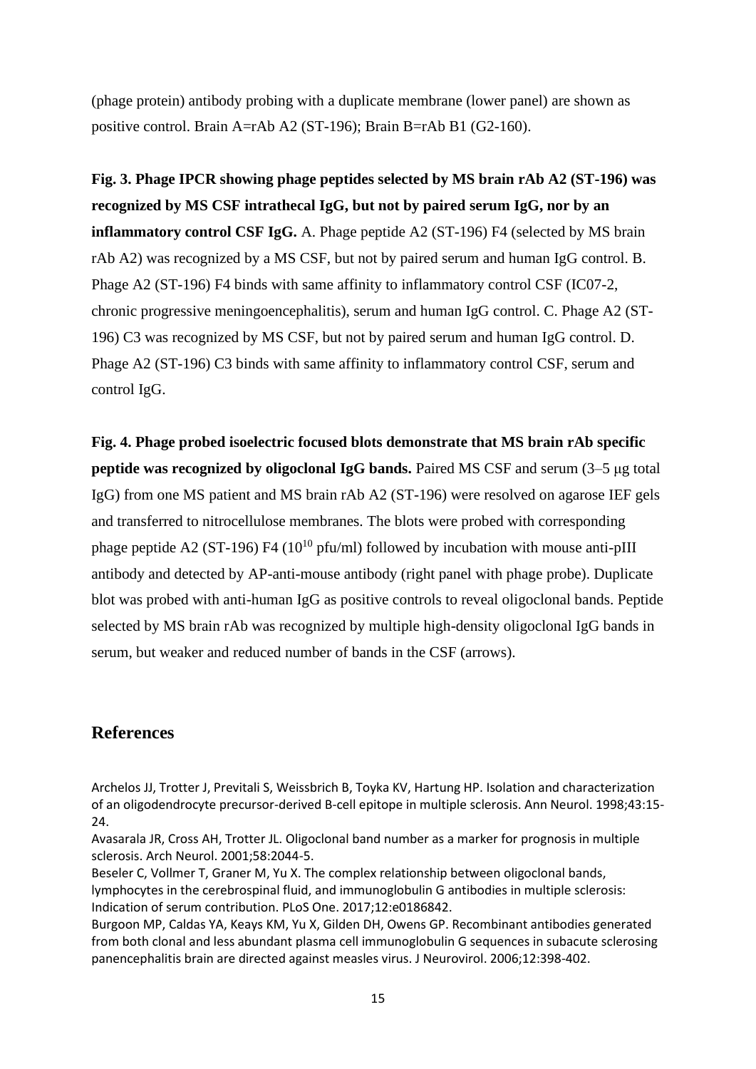(phage protein) antibody probing with a duplicate membrane (lower panel) are shown as positive control. Brain A=rAb A2 (ST-196); Brain B=rAb B1 (G2-160).

**Fig. 3. Phage IPCR showing phage peptides selected by MS brain rAb A2 (ST-196) was recognized by MS CSF intrathecal IgG, but not by paired serum IgG, nor by an inflammatory control CSF IgG.** A. Phage peptide A2 (ST-196) F4 (selected by MS brain rAb A2) was recognized by a MS CSF, but not by paired serum and human IgG control. B. Phage A2 (ST-196) F4 binds with same affinity to inflammatory control CSF (IC07-2, chronic progressive meningoencephalitis), serum and human IgG control. C. Phage A2 (ST-196) C3 was recognized by MS CSF, but not by paired serum and human IgG control. D. Phage A2 (ST-196) C3 binds with same affinity to inflammatory control CSF, serum and control IgG.

**Fig. 4. Phage probed isoelectric focused blots demonstrate that MS brain rAb specific peptide was recognized by oligoclonal IgG bands.** Paired MS CSF and serum (3–5 μg total IgG) from one MS patient and MS brain rAb A2 (ST-196) were resolved on agarose IEF gels and transferred to nitrocellulose membranes. The blots were probed with corresponding phage peptide A2 (ST-196) F4 ($10^{10}$ pfu/ml) followed by incubation with mouse anti-pIII antibody and detected by AP-anti-mouse antibody (right panel with phage probe). Duplicate blot was probed with anti-human IgG as positive controls to reveal oligoclonal bands. Peptide selected by MS brain rAb was recognized by multiple high-density oligoclonal IgG bands in serum, but weaker and reduced number of bands in the CSF (arrows).

## References

Archelos JJ, Trotter J, Previtali S, Weissbrich B, Toyka KV, Hartung HP. Isolation and characterization of an oligodendrocyte precursor-derived B-cell epitope in multiple sclerosis. Ann Neurol. 1998;43:15-24.

Avasarala JR, Cross AH, Trotter JL. Oligoclonal band number as a marker for prognosis in multiple sclerosis. Arch Neurol. 2001;58:2044-5.

Beseler C, Vollmer T, Graner M, Yu X. The complex relationship between oligoclonal bands, lymphocytes in the cerebrospinal fluid, and immunoglobulin G antibodies in multiple sclerosis: Indication of serum contribution. PLoS One. 2017;12:e0186842.

Burgoon MP, Caldas YA, Keays KM, Yu X, Gilden DH, Owens GP. Recombinant antibodies generated from both clonal and less abundant plasma cell immunoglobulin G sequences in subacute sclerosing panencephalitis brain are directed against measles virus. J Neurovirol. 2006;12:398-402.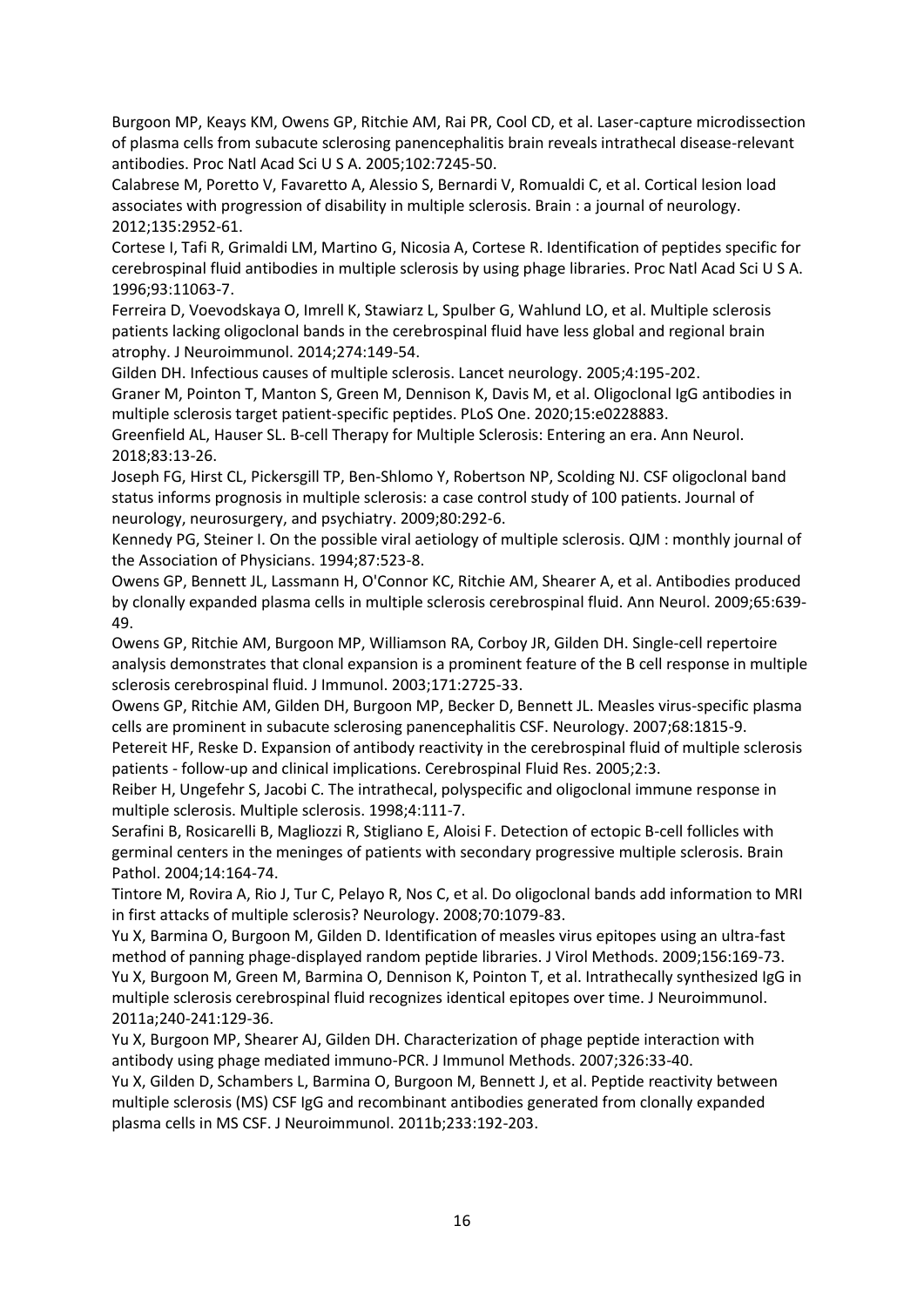Burgoon MP, Keays KM, Owens GP, Ritchie AM, Rai PR, Cool CD, et al. Laser-capture microdissection of plasma cells from subacute sclerosing panencephalitis brain reveals intrathecal disease-relevant antibodies. Proc Natl Acad Sci U S A. 2005;102:7245-50.

Calabrese M, Poretto V, Favaretto A, Alessio S, Bernardi V, Romualdi C, et al. Cortical lesion load associates with progression of disability in multiple sclerosis. Brain : a journal of neurology. 2012;135:2952-61.

Cortese I, Tafi R, Grimaldi LM, Martino G, Nicosia A, Cortese R. Identification of peptides specific for cerebrospinal fluid antibodies in multiple sclerosis by using phage libraries. Proc Natl Acad Sci U S A. 1996;93:11063-7.

Ferreira D, Voevodskaya O, Imrell K, Stawiarz L, Spulber G, Wahlund LO, et al. Multiple sclerosis patients lacking oligoclonal bands in the cerebrospinal fluid have less global and regional brain atrophy. J Neuroimmunol. 2014;274:149-54.

Gilden DH. Infectious causes of multiple sclerosis. Lancet neurology. 2005;4:195-202.

Graner M, Pointon T, Manton S, Green M, Dennison K, Davis M, et al. Oligoclonal IgG antibodies in multiple sclerosis target patient-specific peptides. PLoS One. 2020;15:e0228883.

Greenfield AL, Hauser SL. B-cell Therapy for Multiple Sclerosis: Entering an era. Ann Neurol. 2018;83:13-26.

Joseph FG, Hirst CL, Pickersgill TP, Ben-Shlomo Y, Robertson NP, Scolding NJ. CSF oligoclonal band status informs prognosis in multiple sclerosis: a case control study of 100 patients. Journal of neurology, neurosurgery, and psychiatry. 2009;80:292-6.

Kennedy PG, Steiner I. On the possible viral aetiology of multiple sclerosis. QJM : monthly journal of the Association of Physicians. 1994;87:523-8.

Owens GP, Bennett JL, Lassmann H, O'Connor KC, Ritchie AM, Shearer A, et al. Antibodies produced by clonally expanded plasma cells in multiple sclerosis cerebrospinal fluid. Ann Neurol. 2009;65:639-49.

Owens GP, Ritchie AM, Burgoon MP, Williamson RA, Corboy JR, Gilden DH. Single-cell repertoire analysis demonstrates that clonal expansion is a prominent feature of the B cell response in multiple sclerosis cerebrospinal fluid. J Immunol. 2003;171:2725-33.

Owens GP, Ritchie AM, Gilden DH, Burgoon MP, Becker D, Bennett JL. Measles virus-specific plasma cells are prominent in subacute sclerosing panencephalitis CSF. Neurology. 2007;68:1815-9.

Petereit HF, Reske D. Expansion of antibody reactivity in the cerebrospinal fluid of multiple sclerosis patients - follow-up and clinical implications. Cerebrospinal Fluid Res. 2005;2:3.

Reiber H, Ungefehr S, Jacobi C. The intrathecal, polyspecific and oligoclonal immune response in multiple sclerosis. Multiple sclerosis. 1998;4:111-7.

Serafini B, Rosicarelli B, Magliozzi R, Stigliano E, Aloisi F. Detection of ectopic B-cell follicles with germinal centers in the meninges of patients with secondary progressive multiple sclerosis. Brain Pathol. 2004;14:164-74.

Tintore M, Rovira A, Rio J, Tur C, Pelayo R, Nos C, et al. Do oligoclonal bands add information to MRI in first attacks of multiple sclerosis? Neurology. 2008;70:1079-83.

Yu X, Barmina O, Burgoon M, Gilden D. Identification of measles virus epitopes using an ultra-fast method of panning phage-displayed random peptide libraries. J Virol Methods. 2009;156:169-73.

Yu X, Burgoon M, Green M, Barmina O, Dennison K, Pointon T, et al. Intrathecally synthesized IgG in multiple sclerosis cerebrospinal fluid recognizes identical epitopes over time. J Neuroimmunol. 2011a;240-241:129-36.

Yu X, Burgoon MP, Shearer AJ, Gilden DH. Characterization of phage peptide interaction with antibody using phage mediated immuno-PCR. J Immunol Methods. 2007;326:33-40.

Yu X, Gilden D, Schambers L, Barmina O, Burgoon M, Bennett J, et al. Peptide reactivity between multiple sclerosis (MS) CSF IgG and recombinant antibodies generated from clonally expanded plasma cells in MS CSF. J Neuroimmunol. 2011b;233:192-203.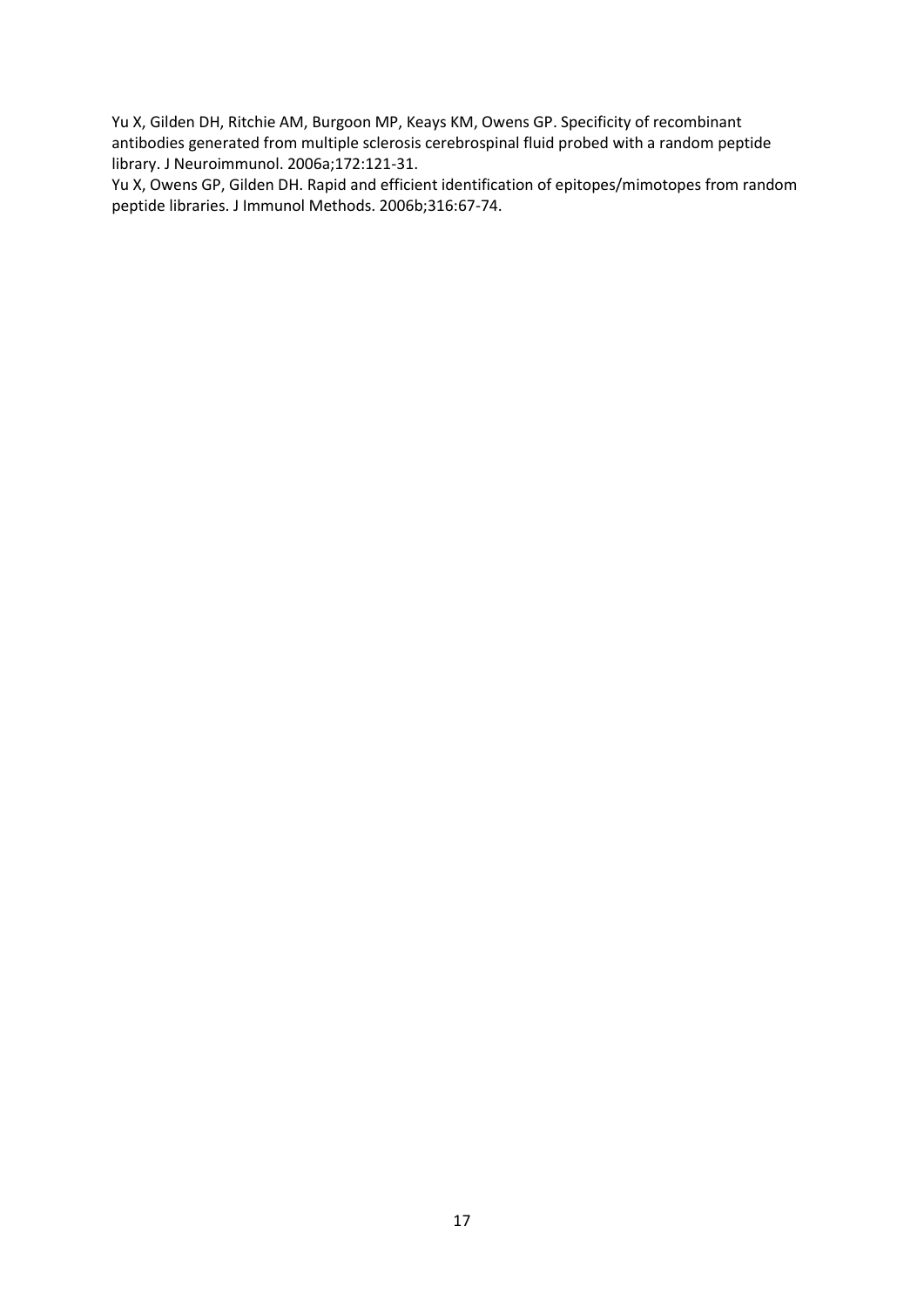Yu X, Gilden DH, Ritchie AM, Burgoon MP, Keays KM, Owens GP. Specificity of recombinant antibodies generated from multiple sclerosis cerebrospinal fluid probed with a random peptide library. J Neuroimmunol. 2006a;172:121-31.

Yu X, Owens GP, Gilden DH. Rapid and efficient identification of epitopes/mimotopes from random peptide libraries. J Immunol Methods. 2006b;316:67-74.